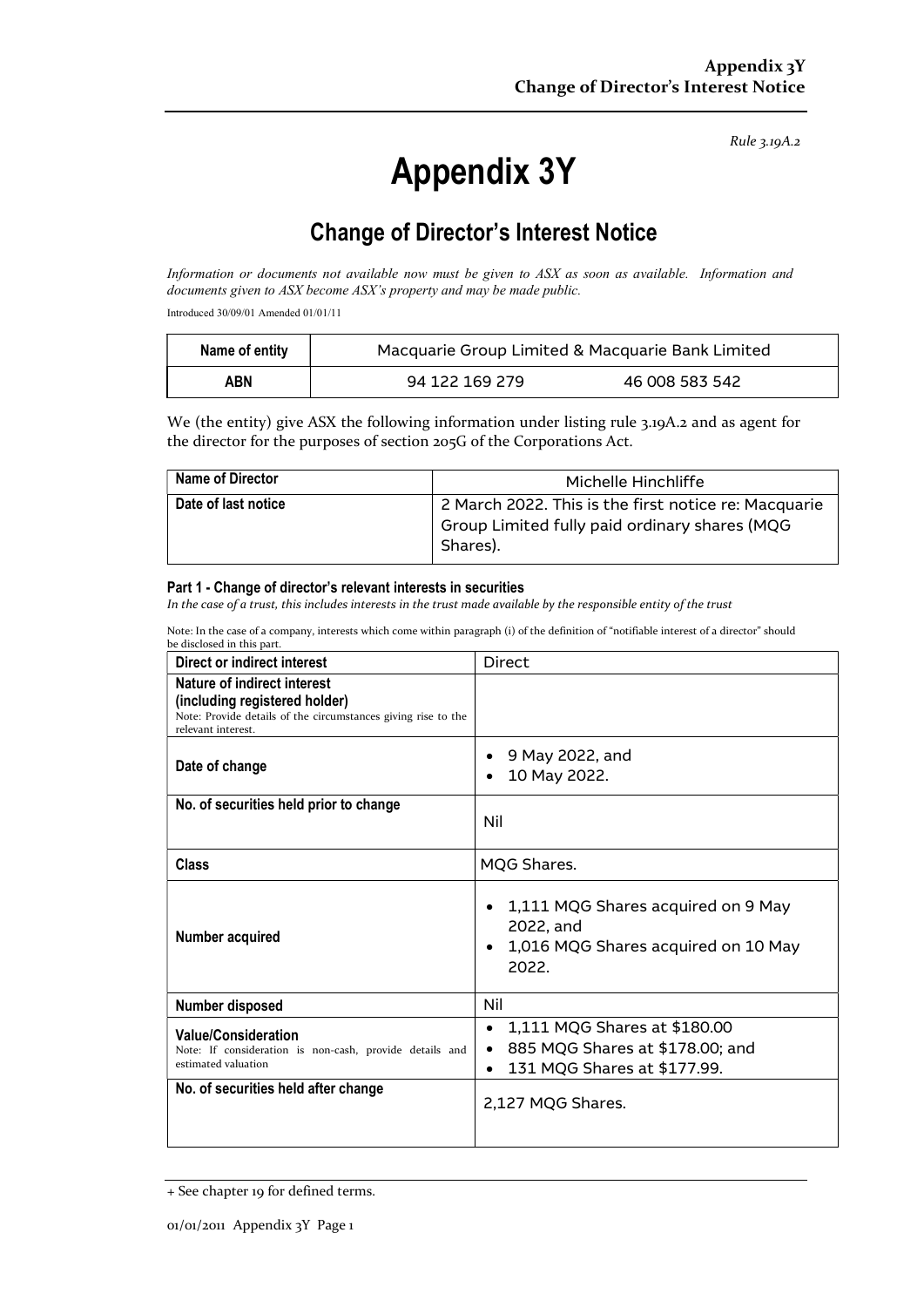*Rule 3.19A.2*

# Appendix 3Y

## Change of Director's Interest Notice

*Information or documents not available now must be given to ASX as soon as available. Information and documents given to ASX become ASX's property and may be made public.*

Introduced 30/09/01 Amended 01/01/11

| Name of entity | Macquarie Group Limited & Macquarie Bank Limited | |
|---|---|---|
| ABN | 94 122 169 279 | 46 008 583 542 |

We (the entity) give ASX the following information under listing rule 3.19A.2 and as agent for the director for the purposes of section 205G of the Corporations Act.

| Name of Director | Michelle Hinchliffe |
|---|---|
| Date of last notice | 2 March 2022. This is the first notice re: Macquarie Group Limited fully paid ordinary shares (MQG Shares). |

#### Part 1 - Change of director's relevant interests in securities

*In the case of a trust, this includes interests in the trust made available by the responsible entity of the trust*

Note: In the case of a company, interests which come within paragraph (i) of the definition of "notifiable interest of a director" should be disclosed in this part.

| Direct or indirect interest | Direct |
|---|---|
| **Nature of indirect interest (including registered holder)**<br>Note: Provide details of the circumstances giving rise to the relevant interest. | |
| **Date of change** | • 9 May 2022, and<br>• 10 May 2022. |
| **No. of securities held prior to change** | Nil |
| **Class** | MQG Shares. |
| **Number acquired** | • 1,111 MQG Shares acquired on 9 May 2022, and<br>• 1,016 MQG Shares acquired on 10 May 2022. |
| **Number disposed** | Nil |
| **Value/Consideration**<br>Note: If consideration is non-cash, provide details and estimated valuation | • 1,111 MQG Shares at $180.00<br>• 885 MQG Shares at $178.00; and<br>• 131 MQG Shares at $177.99. |
| **No. of securities held after change** | 2,127 MQG Shares. |

+ See chapter 19 for defined terms.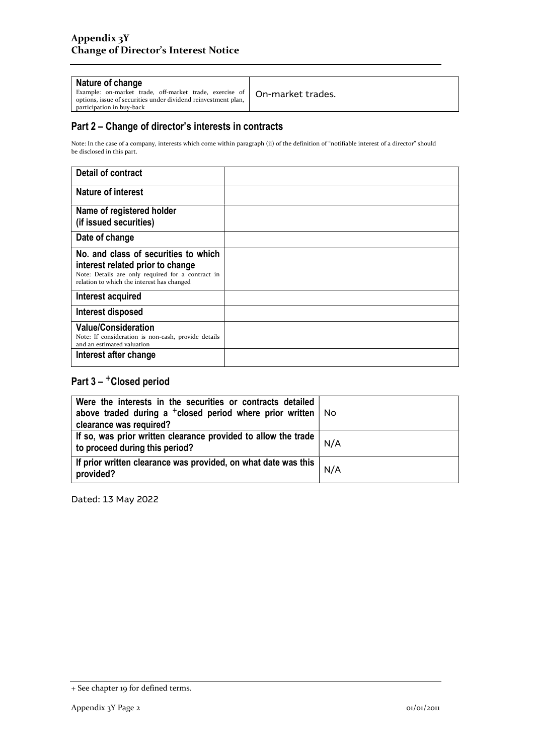| | |
|---|---|
| **Nature of change**<br>Example: on-market trade, off-market trade, exercise of options, issue of securities under dividend reinvestment plan, participation in buy-back | On-market trades. |

## Part 2 – Change of director's interests in contracts

Note: In the case of a company, interests which come within paragraph (ii) of the definition of "notifiable interest of a director" should be disclosed in this part.

| | |
|---|---|
| **Detail of contract** | |
| **Nature of interest** | |
| **Name of registered holder (if issued securities)** | |
| **Date of change** | |
| **No. and class of securities to which interest related prior to change**<br>Note: Details are only required for a contract in relation to which the interest has changed | |
| **Interest acquired** | |
| **Interest disposed** | |
| **Value/Consideration**<br>Note: If consideration is non-cash, provide details and an estimated valuation | |
| **Interest after change** | |

## Part 3 – +Closed period

| | |
|---|---|
| **Were the interests in the securities or contracts detailed above traded during a +closed period where prior written clearance was required?** | No |
| **If so, was prior written clearance provided to allow the trade to proceed during this period?** | N/A |
| **If prior written clearance was provided, on what date was this provided?** | N/A |

Dated: 13 May 2022

+ See chapter 19 for defined terms.